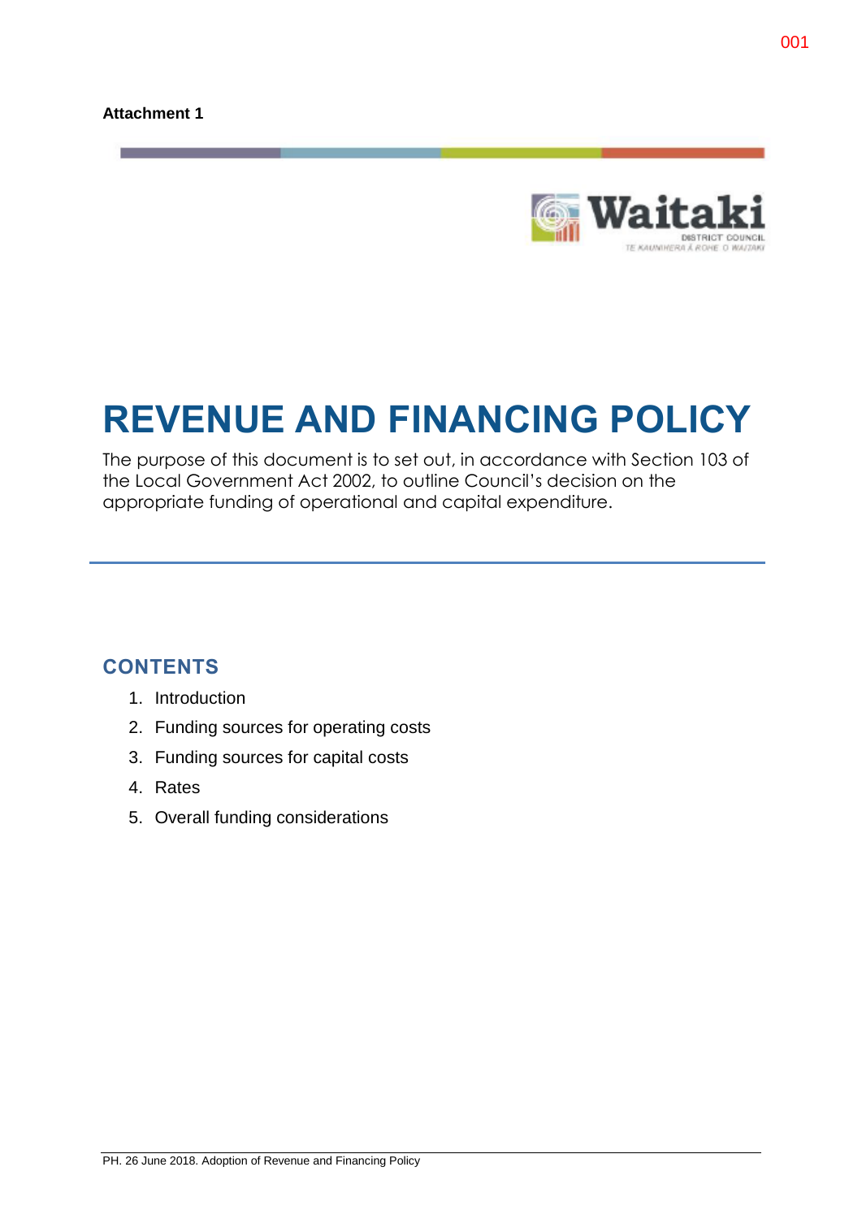**Attachment 1**

# REVENUE AND FINANCING POLICY

The purpose of this document is to set out, in accordance with Section 103 of the Local Government Act 2002, to outline Council's decision on the appropriate funding of operational and capital expenditure.

## CONTENTS

1. Introduction
2. Funding sources for operating costs
3. Funding sources for capital costs
4. Rates
5. Overall funding considerations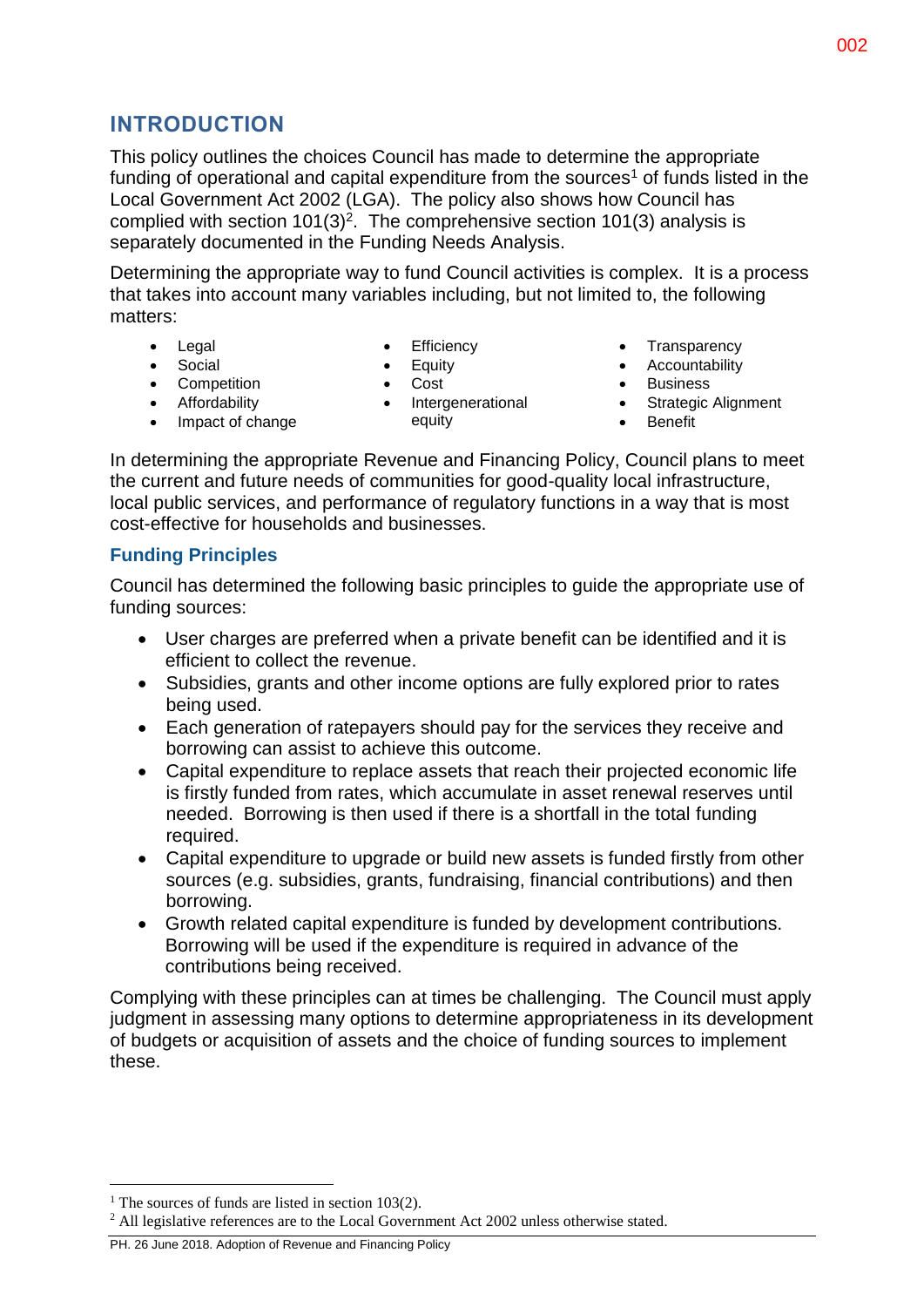## INTRODUCTION

This policy outlines the choices Council has made to determine the appropriate funding of operational and capital expenditure from the sources[1] of funds listed in the Local Government Act 2002 (LGA). The policy also shows how Council has complied with section 101(3)[2]. The comprehensive section 101(3) analysis is separately documented in the Funding Needs Analysis.

Determining the appropriate way to fund Council activities is complex. It is a process that takes into account many variables including, but not limited to, the following matters:

- Legal
- Social
- Competition
- Affordability
- Impact of change
- Efficiency
- Equity
- Cost
- Intergenerational equity
- Transparency
- Accountability
- Business
- Strategic Alignment
- Benefit

In determining the appropriate Revenue and Financing Policy, Council plans to meet the current and future needs of communities for good-quality local infrastructure, local public services, and performance of regulatory functions in a way that is most cost-effective for households and businesses.

### Funding Principles

Council has determined the following basic principles to guide the appropriate use of funding sources:

- User charges are preferred when a private benefit can be identified and it is efficient to collect the revenue.
- Subsidies, grants and other income options are fully explored prior to rates being used.
- Each generation of ratepayers should pay for the services they receive and borrowing can assist to achieve this outcome.
- Capital expenditure to replace assets that reach their projected economic life is firstly funded from rates, which accumulate in asset renewal reserves until needed. Borrowing is then used if there is a shortfall in the total funding required.
- Capital expenditure to upgrade or build new assets is funded firstly from other sources (e.g. subsidies, grants, fundraising, financial contributions) and then borrowing.
- Growth related capital expenditure is funded by development contributions. Borrowing will be used if the expenditure is required in advance of the contributions being received.

Complying with these principles can at times be challenging. The Council must apply judgment in assessing many options to determine appropriateness in its development of budgets or acquisition of assets and the choice of funding sources to implement these.

[1] The sources of funds are listed in section 103(2).
[2] All legislative references are to the Local Government Act 2002 unless otherwise stated.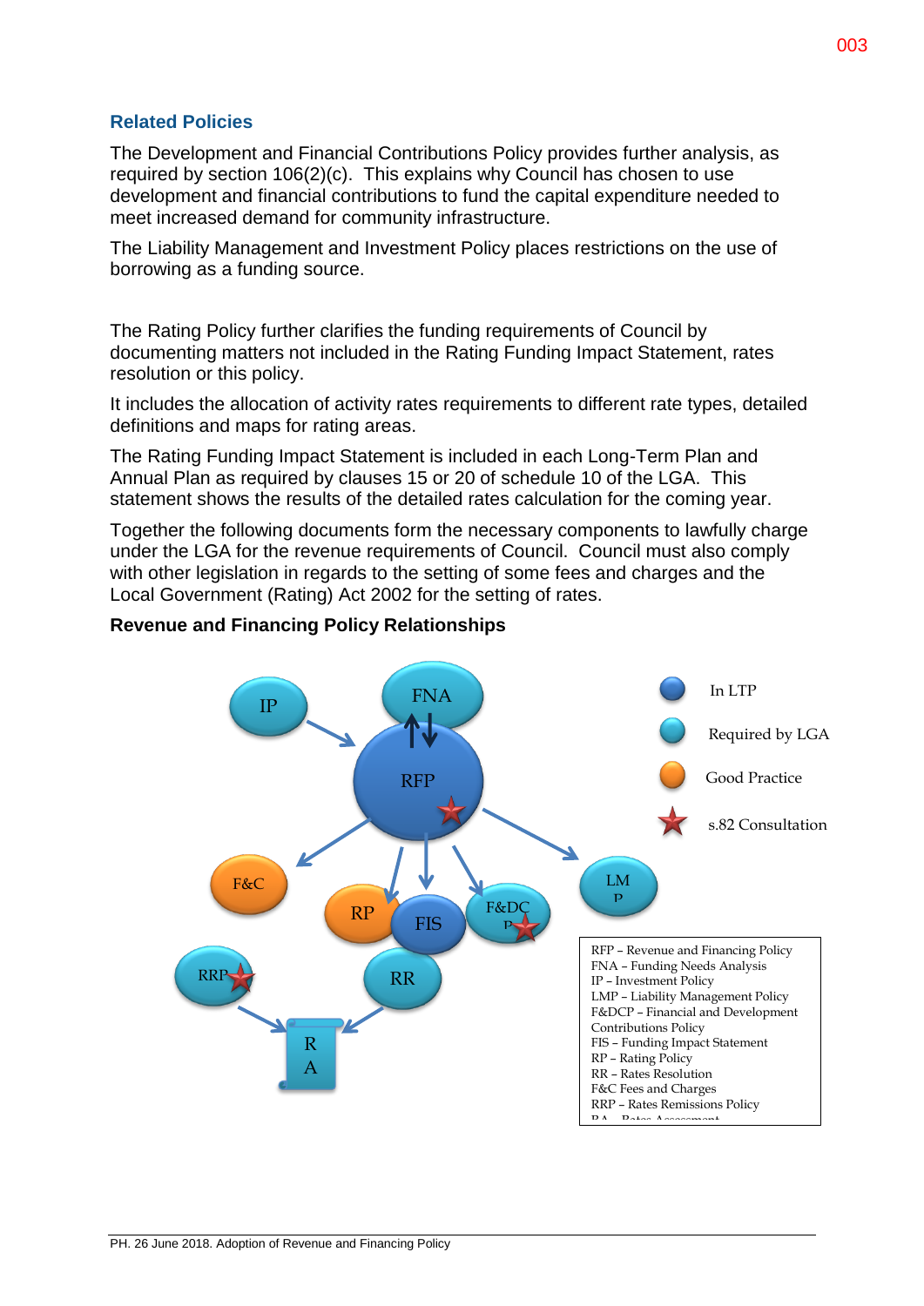### Related Policies

The Development and Financial Contributions Policy provides further analysis, as required by section 106(2)(c). This explains why Council has chosen to use development and financial contributions to fund the capital expenditure needed to meet increased demand for community infrastructure.

The Liability Management and Investment Policy places restrictions on the use of borrowing as a funding source.

The Rating Policy further clarifies the funding requirements of Council by documenting matters not included in the Rating Funding Impact Statement, rates resolution or this policy.

It includes the allocation of activity rates requirements to different rate types, detailed definitions and maps for rating areas.

The Rating Funding Impact Statement is included in each Long-Term Plan and Annual Plan as required by clauses 15 or 20 of schedule 10 of the LGA. This statement shows the results of the detailed rates calculation for the coming year.

Together the following documents form the necessary components to lawfully charge under the LGA for the revenue requirements of Council. Council must also comply with other legislation in regards to the setting of some fees and charges and the Local Government (Rating) Act 2002 for the setting of rates.

**Revenue and Financing Policy Relationships**

IP, FNA, RFP, F&C, RP, FIS, F&DCP, LMP, RRP, RR, RA

In LTP
Required by LGA
Good Practice
s.82 Consultation

RFP – Revenue and Financing Policy
FNA – Funding Needs Analysis
IP – Investment Policy
LMP – Liability Management Policy
F&DCP – Financial and Development Contributions Policy
FIS – Funding Impact Statement
RP – Rating Policy
RR – Rates Resolution
F&C Fees and Charges
RRP – Rates Remissions Policy
RA – Rates Assessment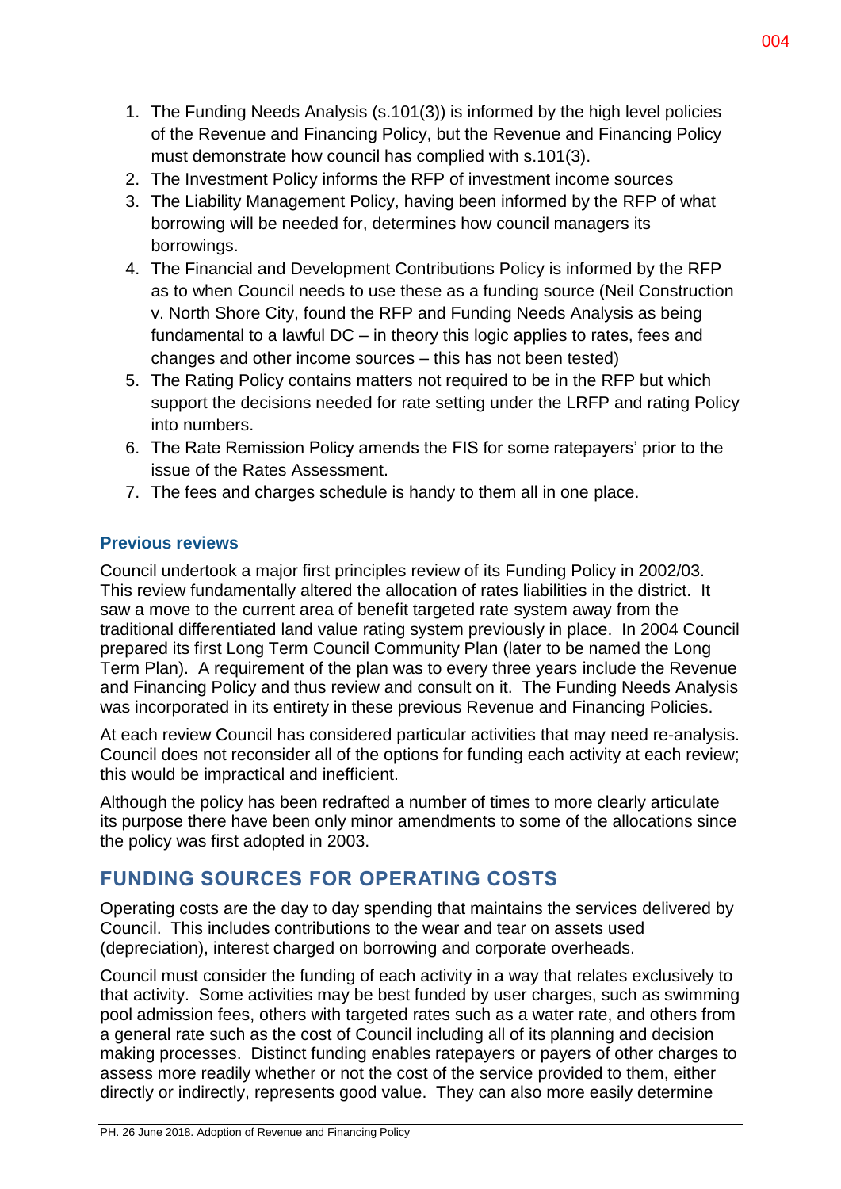1. The Funding Needs Analysis (s.101(3)) is informed by the high level policies of the Revenue and Financing Policy, but the Revenue and Financing Policy must demonstrate how council has complied with s.101(3).
2. The Investment Policy informs the RFP of investment income sources
3. The Liability Management Policy, having been informed by the RFP of what borrowing will be needed for, determines how council managers its borrowings.
4. The Financial and Development Contributions Policy is informed by the RFP as to when Council needs to use these as a funding source (Neil Construction v. North Shore City, found the RFP and Funding Needs Analysis as being fundamental to a lawful DC – in theory this logic applies to rates, fees and changes and other income sources – this has not been tested)
5. The Rating Policy contains matters not required to be in the RFP but which support the decisions needed for rate setting under the LRFP and rating Policy into numbers.
6. The Rate Remission Policy amends the FIS for some ratepayers' prior to the issue of the Rates Assessment.
7. The fees and charges schedule is handy to them all in one place.

### Previous reviews

Council undertook a major first principles review of its Funding Policy in 2002/03. This review fundamentally altered the allocation of rates liabilities in the district. It saw a move to the current area of benefit targeted rate system away from the traditional differentiated land value rating system previously in place. In 2004 Council prepared its first Long Term Council Community Plan (later to be named the Long Term Plan). A requirement of the plan was to every three years include the Revenue and Financing Policy and thus review and consult on it. The Funding Needs Analysis was incorporated in its entirety in these previous Revenue and Financing Policies.

At each review Council has considered particular activities that may need re-analysis. Council does not reconsider all of the options for funding each activity at each review; this would be impractical and inefficient.

Although the policy has been redrafted a number of times to more clearly articulate its purpose there have been only minor amendments to some of the allocations since the policy was first adopted in 2003.

## FUNDING SOURCES FOR OPERATING COSTS

Operating costs are the day to day spending that maintains the services delivered by Council. This includes contributions to the wear and tear on assets used (depreciation), interest charged on borrowing and corporate overheads.

Council must consider the funding of each activity in a way that relates exclusively to that activity. Some activities may be best funded by user charges, such as swimming pool admission fees, others with targeted rates such as a water rate, and others from a general rate such as the cost of Council including all of its planning and decision making processes. Distinct funding enables ratepayers or payers of other charges to assess more readily whether or not the cost of the service provided to them, either directly or indirectly, represents good value. They can also more easily determine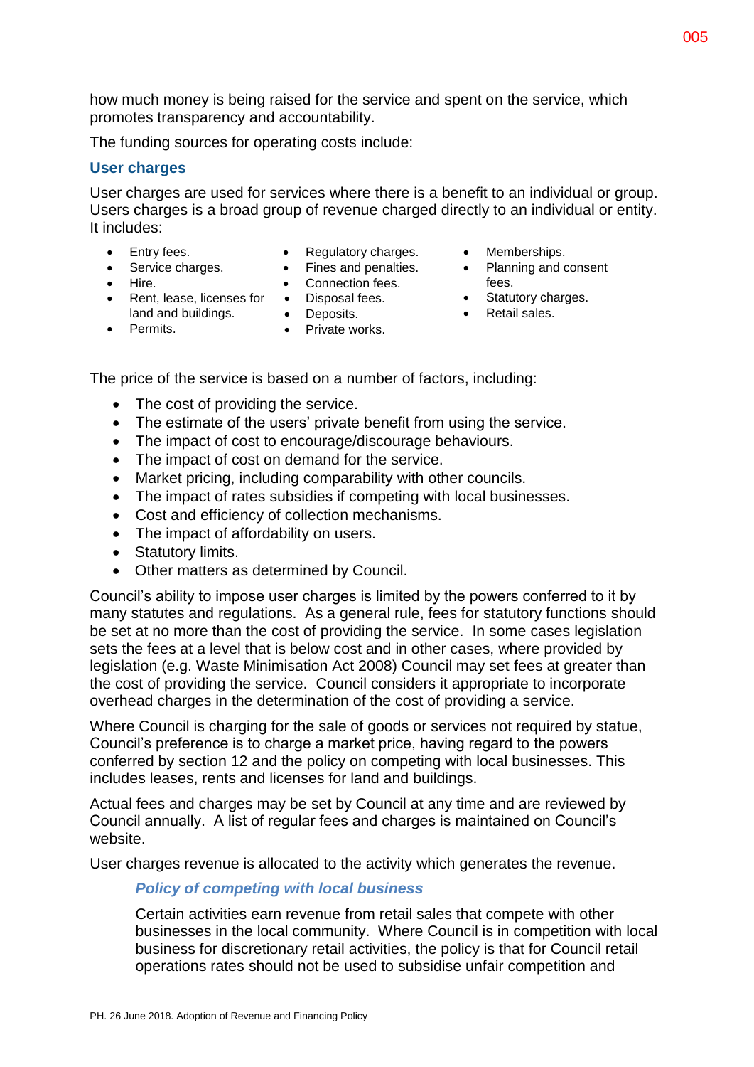how much money is being raised for the service and spent on the service, which promotes transparency and accountability.

The funding sources for operating costs include:

### User charges

User charges are used for services where there is a benefit to an individual or group. Users charges is a broad group of revenue charged directly to an individual or entity. It includes:

- Entry fees.
- Service charges.
- Hire.
- Rent, lease, licenses for land and buildings.
- Permits.
- Regulatory charges.
- Fines and penalties.
- Connection fees.
- Disposal fees.
- Deposits.
- Private works.
- Memberships.
- Planning and consent fees.
- Statutory charges.
- Retail sales.

The price of the service is based on a number of factors, including:

- The cost of providing the service.
- The estimate of the users' private benefit from using the service.
- The impact of cost to encourage/discourage behaviours.
- The impact of cost on demand for the service.
- Market pricing, including comparability with other councils.
- The impact of rates subsidies if competing with local businesses.
- Cost and efficiency of collection mechanisms.
- The impact of affordability on users.
- Statutory limits.
- Other matters as determined by Council.

Council's ability to impose user charges is limited by the powers conferred to it by many statutes and regulations. As a general rule, fees for statutory functions should be set at no more than the cost of providing the service. In some cases legislation sets the fees at a level that is below cost and in other cases, where provided by legislation (e.g. Waste Minimisation Act 2008) Council may set fees at greater than the cost of providing the service. Council considers it appropriate to incorporate overhead charges in the determination of the cost of providing a service.

Where Council is charging for the sale of goods or services not required by statue, Council's preference is to charge a market price, having regard to the powers conferred by section 12 and the policy on competing with local businesses. This includes leases, rents and licenses for land and buildings.

Actual fees and charges may be set by Council at any time and are reviewed by Council annually. A list of regular fees and charges is maintained on Council's website.

User charges revenue is allocated to the activity which generates the revenue.

#### *Policy of competing with local business*

Certain activities earn revenue from retail sales that compete with other businesses in the local community. Where Council is in competition with local business for discretionary retail activities, the policy is that for Council retail operations rates should not be used to subsidise unfair competition and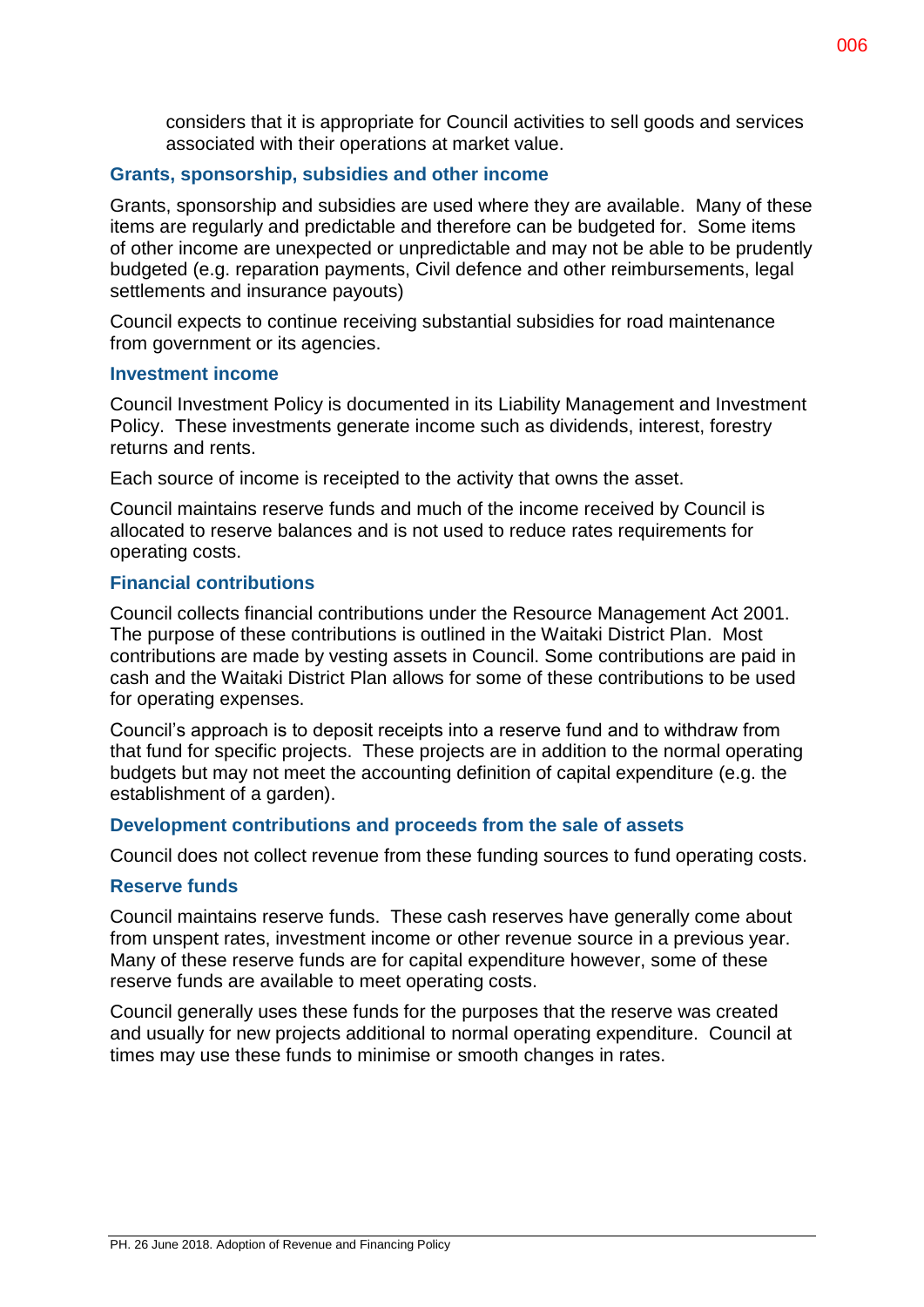considers that it is appropriate for Council activities to sell goods and services associated with their operations at market value.

### Grants, sponsorship, subsidies and other income

Grants, sponsorship and subsidies are used where they are available. Many of these items are regularly and predictable and therefore can be budgeted for. Some items of other income are unexpected or unpredictable and may not be able to be prudently budgeted (e.g. reparation payments, Civil defence and other reimbursements, legal settlements and insurance payouts)

Council expects to continue receiving substantial subsidies for road maintenance from government or its agencies.

### Investment income

Council Investment Policy is documented in its Liability Management and Investment Policy. These investments generate income such as dividends, interest, forestry returns and rents.

Each source of income is receipted to the activity that owns the asset.

Council maintains reserve funds and much of the income received by Council is allocated to reserve balances and is not used to reduce rates requirements for operating costs.

### Financial contributions

Council collects financial contributions under the Resource Management Act 2001. The purpose of these contributions is outlined in the Waitaki District Plan. Most contributions are made by vesting assets in Council. Some contributions are paid in cash and the Waitaki District Plan allows for some of these contributions to be used for operating expenses.

Council's approach is to deposit receipts into a reserve fund and to withdraw from that fund for specific projects. These projects are in addition to the normal operating budgets but may not meet the accounting definition of capital expenditure (e.g. the establishment of a garden).

### Development contributions and proceeds from the sale of assets

Council does not collect revenue from these funding sources to fund operating costs.

### Reserve funds

Council maintains reserve funds. These cash reserves have generally come about from unspent rates, investment income or other revenue source in a previous year. Many of these reserve funds are for capital expenditure however, some of these reserve funds are available to meet operating costs.

Council generally uses these funds for the purposes that the reserve was created and usually for new projects additional to normal operating expenditure. Council at times may use these funds to minimise or smooth changes in rates.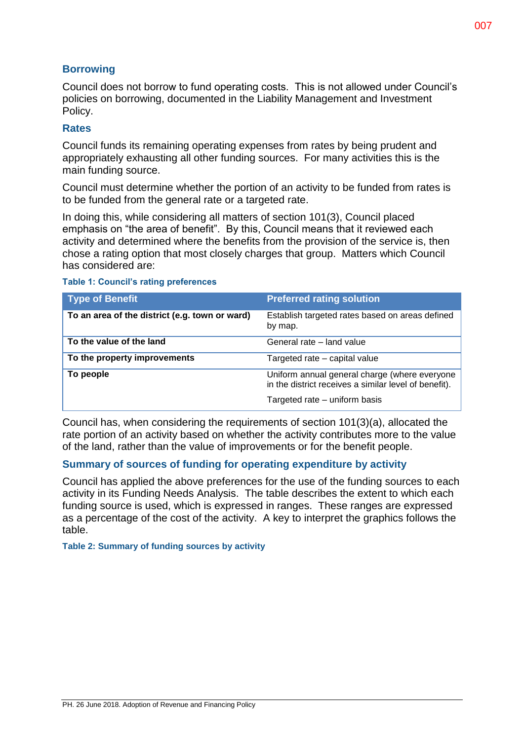## Borrowing

Council does not borrow to fund operating costs. This is not allowed under Council's policies on borrowing, documented in the Liability Management and Investment Policy.

## Rates

Council funds its remaining operating expenses from rates by being prudent and appropriately exhausting all other funding sources. For many activities this is the main funding source.

Council must determine whether the portion of an activity to be funded from rates is to be funded from the general rate or a targeted rate.

In doing this, while considering all matters of section 101(3), Council placed emphasis on "the area of benefit". By this, Council means that it reviewed each activity and determined where the benefits from the provision of the service is, then chose a rating option that most closely charges that group. Matters which Council has considered are:

**Table 1: Council's rating preferences**

| Type of Benefit | Preferred rating solution |
|---|---|
| **To an area of the district (e.g. town or ward)** | Establish targeted rates based on areas defined by map. |
| **To the value of the land** | General rate – land value |
| **To the property improvements** | Targeted rate – capital value |
| **To people** | Uniform annual general charge (where everyone in the district receives a similar level of benefit).<br><br>Targeted rate – uniform basis |

Council has, when considering the requirements of section 101(3)(a), allocated the rate portion of an activity based on whether the activity contributes more to the value of the land, rather than the value of improvements or for the benefit people.

## Summary of sources of funding for operating expenditure by activity

Council has applied the above preferences for the use of the funding sources to each activity in its Funding Needs Analysis. The table describes the extent to which each funding source is used, which is expressed in ranges. These ranges are expressed as a percentage of the cost of the activity. A key to interpret the graphics follows the table.

**Table 2: Summary of funding sources by activity**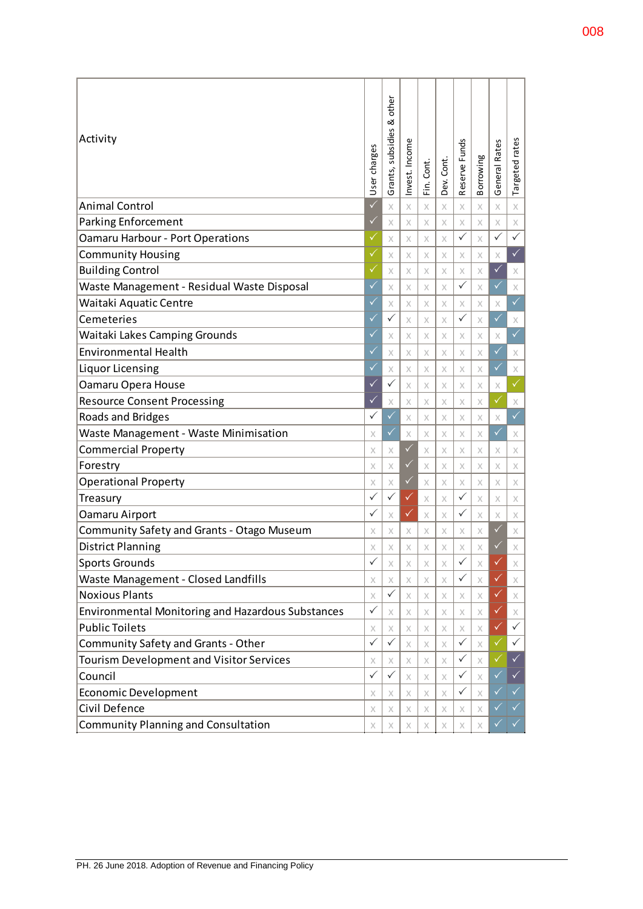| Activity | User charges | Grants, subsidies & other | Invest. Income | Fin. Cont. | Dev. Cont. | Reserve Funds | Borrowing | General Rates | Targeted rates |
|---|---|---|---|---|---|---|---|---|---|
| Animal Control | ✓ | x | x | x | x | x | x | x | x |
| Parking Enforcement | ✓ | x | x | x | x | x | x | x | x |
| Oamaru Harbour - Port Operations | ✓ | x | x | x | x | ✓ | x | ✓ | ✓ |
| Community Housing | ✓ | x | x | x | x | x | x | x | ✓ |
| Building Control | ✓ | x | x | x | x | x | x | ✓ | x |
| Waste Management - Residual Waste Disposal | ✓ | x | x | x | x | ✓ | x | ✓ | x |
| Waitaki Aquatic Centre | ✓ | x | x | x | x | x | x | x | ✓ |
| Cemeteries | ✓ | ✓ | x | x | x | ✓ | x | ✓ | x |
| Waitaki Lakes Camping Grounds | ✓ | x | x | x | x | x | x | x | ✓ |
| Environmental Health | ✓ | x | x | x | x | x | x | ✓ | x |
| Liquor Licensing | ✓ | x | x | x | x | x | x | ✓ | x |
| Oamaru Opera House | ✓ | ✓ | x | x | x | x | x | x | ✓ |
| Resource Consent Processing | ✓ | x | x | x | x | x | x | ✓ | x |
| Roads and Bridges | ✓ | ✓ | x | x | x | x | x | x | ✓ |
| Waste Management - Waste Minimisation | x | ✓ | x | x | x | x | x | ✓ | x |
| Commercial Property | x | x | ✓ | x | x | x | x | x | x |
| Forestry | x | x | ✓ | x | x | x | x | x | x |
| Operational Property | x | x | ✓ | x | x | x | x | x | x |
| Treasury | ✓ | ✓ | ✓ | x | x | ✓ | x | x | x |
| Oamaru Airport | ✓ | x | ✓ | x | x | ✓ | x | x | x |
| Community Safety and Grants - Otago Museum | x | x | x | x | x | x | x | ✓ | x |
| District Planning | x | x | x | x | x | x | x | ✓ | x |
| Sports Grounds | ✓ | x | x | x | x | ✓ | x | ✓ | x |
| Waste Management - Closed Landfills | x | x | x | x | x | ✓ | x | ✓ | x |
| Noxious Plants | x | ✓ | x | x | x | x | x | ✓ | x |
| Environmental Monitoring and Hazardous Substances | ✓ | x | x | x | x | x | x | ✓ | x |
| Public Toilets | x | x | x | x | x | x | x | ✓ | ✓ |
| Community Safety and Grants - Other | ✓ | ✓ | x | x | x | ✓ | x | ✓ | ✓ |
| Tourism Development and Visitor Services | x | x | x | x | x | ✓ | x | ✓ | ✓ |
| Council | ✓ | ✓ | x | x | x | ✓ | x | ✓ | ✓ |
| Economic Development | x | x | x | x | x | ✓ | x | ✓ | ✓ |
| Civil Defence | x | x | x | x | x | x | x | ✓ | ✓ |
| Community Planning and Consultation | x | x | x | x | x | x | x | ✓ | ✓ |

PH. 26 June 2018. Adoption of Revenue and Financing Policy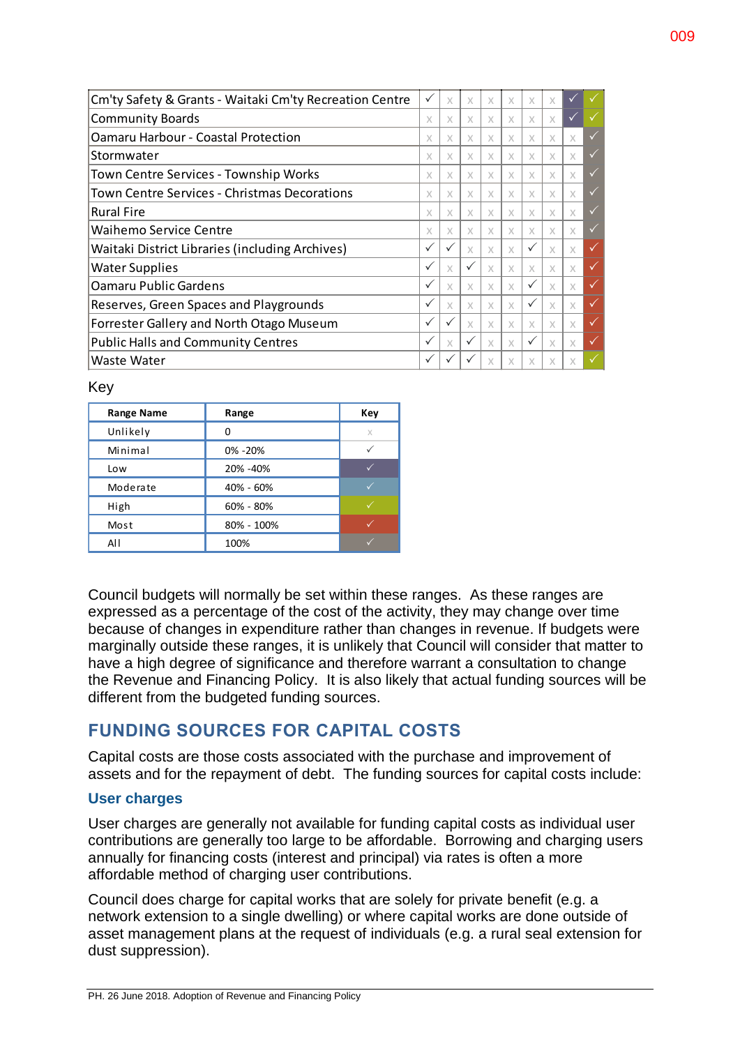| Activity | | | | | | | | | |
|---|---|---|---|---|---|---|---|---|---|
| Cm'ty Safety & Grants - Waitaki Cm'ty Recreation Centre | ✓ | x | x | x | x | x | x | ✓ (Low) | ✓ (High) |
| Community Boards | x | x | x | x | x | x | x | ✓ (Low) | ✓ (High) |
| Oamaru Harbour - Coastal Protection | x | x | x | x | x | x | x | x | ✓ (All) |
| Stormwater | x | x | x | x | x | x | x | x | ✓ (All) |
| Town Centre Services - Township Works | x | x | x | x | x | x | x | x | ✓ (All) |
| Town Centre Services - Christmas Decorations | x | x | x | x | x | x | x | x | ✓ (All) |
| Rural Fire | x | x | x | x | x | x | x | x | ✓ (All) |
| Waihemo Service Centre | x | x | x | x | x | x | x | x | ✓ (All) |
| Waitaki District Libraries (including Archives) | ✓ | ✓ | x | x | x | ✓ | x | x | ✓ (Most) |
| Water Supplies | ✓ | x | ✓ | x | x | x | x | x | ✓ (Most) |
| Oamaru Public Gardens | ✓ | x | x | x | x | ✓ | x | x | ✓ (Most) |
| Reserves, Green Spaces and Playgrounds | ✓ | x | x | x | x | ✓ | x | x | ✓ (Most) |
| Forrester Gallery and North Otago Museum | ✓ | ✓ | x | x | x | x | x | x | ✓ (Most) |
| Public Halls and Community Centres | ✓ | x | ✓ | x | x | ✓ | x | x | ✓ (Most) |
| Waste Water | ✓ | ✓ | ✓ | x | x | x | x | x | ✓ (High) |

Key

| Range Name | Range | Key |
|---|---|---|
| Unlikely | 0 | x |
| Minimal | 0% -20% | ✓ |
| Low | 20% -40% | ✓ |
| Moderate | 40% - 60% | ✓ |
| High | 60% - 80% | ✓ |
| Most | 80% - 100% | ✓ |
| All | 100% | ✓ |

Council budgets will normally be set within these ranges. As these ranges are expressed as a percentage of the cost of the activity, they may change over time because of changes in expenditure rather than changes in revenue. If budgets were marginally outside these ranges, it is unlikely that Council will consider that matter to have a high degree of significance and therefore warrant a consultation to change the Revenue and Financing Policy. It is also likely that actual funding sources will be different from the budgeted funding sources.

## FUNDING SOURCES FOR CAPITAL COSTS

Capital costs are those costs associated with the purchase and improvement of assets and for the repayment of debt. The funding sources for capital costs include:

### User charges

User charges are generally not available for funding capital costs as individual user contributions are generally too large to be affordable. Borrowing and charging users annually for financing costs (interest and principal) via rates is often a more affordable method of charging user contributions.

Council does charge for capital works that are solely for private benefit (e.g. a network extension to a single dwelling) or where capital works are done outside of asset management plans at the request of individuals (e.g. a rural seal extension for dust suppression).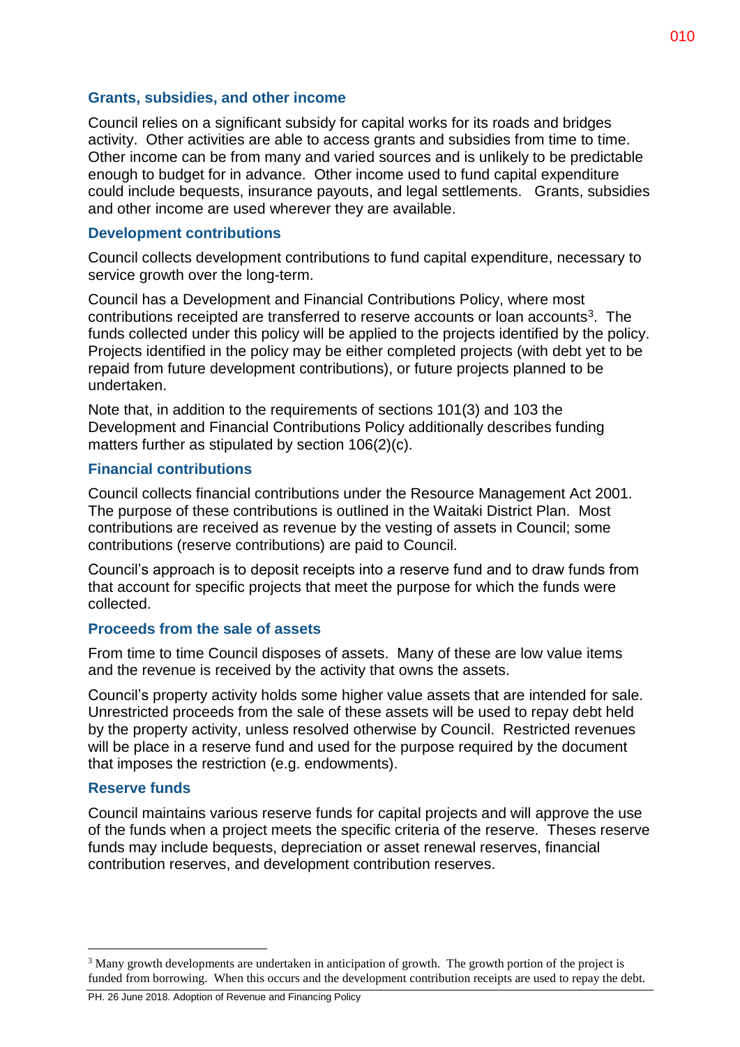### Grants, subsidies, and other income

Council relies on a significant subsidy for capital works for its roads and bridges activity. Other activities are able to access grants and subsidies from time to time. Other income can be from many and varied sources and is unlikely to be predictable enough to budget for in advance. Other income used to fund capital expenditure could include bequests, insurance payouts, and legal settlements. Grants, subsidies and other income are used wherever they are available.

### Development contributions

Council collects development contributions to fund capital expenditure, necessary to service growth over the long-term.

Council has a Development and Financial Contributions Policy, where most contributions receipted are transferred to reserve accounts or loan accounts[3]. The funds collected under this policy will be applied to the projects identified by the policy. Projects identified in the policy may be either completed projects (with debt yet to be repaid from future development contributions), or future projects planned to be undertaken.

Note that, in addition to the requirements of sections 101(3) and 103 the Development and Financial Contributions Policy additionally describes funding matters further as stipulated by section 106(2)(c).

### Financial contributions

Council collects financial contributions under the Resource Management Act 2001. The purpose of these contributions is outlined in the Waitaki District Plan. Most contributions are received as revenue by the vesting of assets in Council; some contributions (reserve contributions) are paid to Council.

Council's approach is to deposit receipts into a reserve fund and to draw funds from that account for specific projects that meet the purpose for which the funds were collected.

### Proceeds from the sale of assets

From time to time Council disposes of assets. Many of these are low value items and the revenue is received by the activity that owns the assets.

Council's property activity holds some higher value assets that are intended for sale. Unrestricted proceeds from the sale of these assets will be used to repay debt held by the property activity, unless resolved otherwise by Council. Restricted revenues will be place in a reserve fund and used for the purpose required by the document that imposes the restriction (e.g. endowments).

### Reserve funds

Council maintains various reserve funds for capital projects and will approve the use of the funds when a project meets the specific criteria of the reserve. Theses reserve funds may include bequests, depreciation or asset renewal reserves, financial contribution reserves, and development contribution reserves.

[3] Many growth developments are undertaken in anticipation of growth. The growth portion of the project is funded from borrowing. When this occurs and the development contribution receipts are used to repay the debt.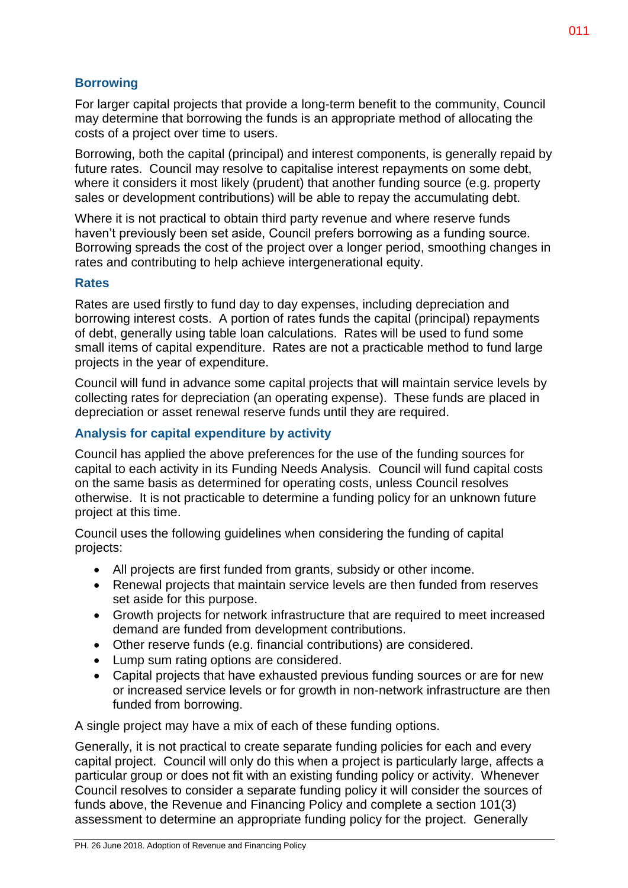### Borrowing

For larger capital projects that provide a long-term benefit to the community, Council may determine that borrowing the funds is an appropriate method of allocating the costs of a project over time to users.

Borrowing, both the capital (principal) and interest components, is generally repaid by future rates. Council may resolve to capitalise interest repayments on some debt, where it considers it most likely (prudent) that another funding source (e.g. property sales or development contributions) will be able to repay the accumulating debt.

Where it is not practical to obtain third party revenue and where reserve funds haven't previously been set aside, Council prefers borrowing as a funding source. Borrowing spreads the cost of the project over a longer period, smoothing changes in rates and contributing to help achieve intergenerational equity.

### Rates

Rates are used firstly to fund day to day expenses, including depreciation and borrowing interest costs. A portion of rates funds the capital (principal) repayments of debt, generally using table loan calculations. Rates will be used to fund some small items of capital expenditure. Rates are not a practicable method to fund large projects in the year of expenditure.

Council will fund in advance some capital projects that will maintain service levels by collecting rates for depreciation (an operating expense). These funds are placed in depreciation or asset renewal reserve funds until they are required.

### Analysis for capital expenditure by activity

Council has applied the above preferences for the use of the funding sources for capital to each activity in its Funding Needs Analysis. Council will fund capital costs on the same basis as determined for operating costs, unless Council resolves otherwise. It is not practicable to determine a funding policy for an unknown future project at this time.

Council uses the following guidelines when considering the funding of capital projects:

- All projects are first funded from grants, subsidy or other income.
- Renewal projects that maintain service levels are then funded from reserves set aside for this purpose.
- Growth projects for network infrastructure that are required to meet increased demand are funded from development contributions.
- Other reserve funds (e.g. financial contributions) are considered.
- Lump sum rating options are considered.
- Capital projects that have exhausted previous funding sources or are for new or increased service levels or for growth in non-network infrastructure are then funded from borrowing.

A single project may have a mix of each of these funding options.

Generally, it is not practical to create separate funding policies for each and every capital project. Council will only do this when a project is particularly large, affects a particular group or does not fit with an existing funding policy or activity. Whenever Council resolves to consider a separate funding policy it will consider the sources of funds above, the Revenue and Financing Policy and complete a section 101(3) assessment to determine an appropriate funding policy for the project. Generally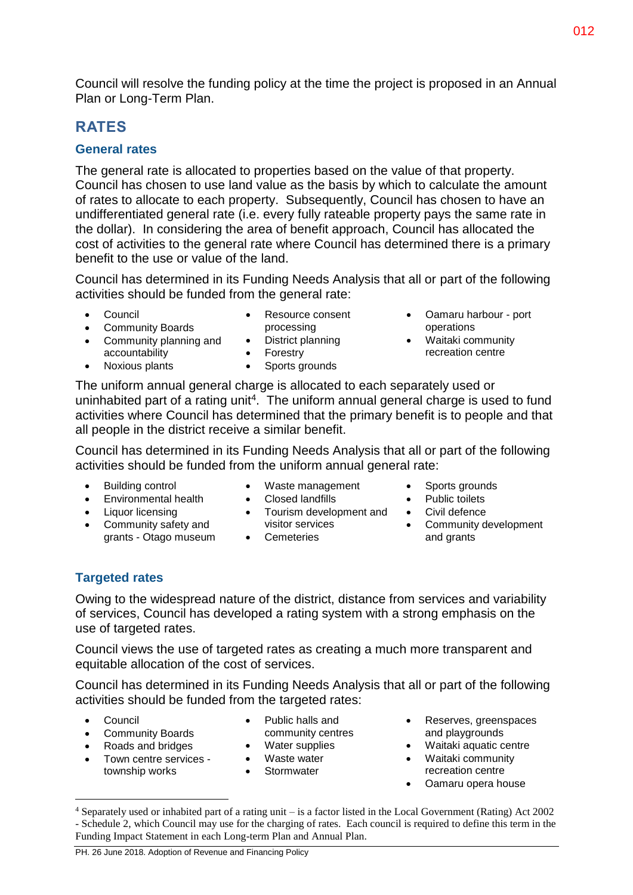Council will resolve the funding policy at the time the project is proposed in an Annual Plan or Long-Term Plan.

# RATES

## General rates

The general rate is allocated to properties based on the value of that property. Council has chosen to use land value as the basis by which to calculate the amount of rates to allocate to each property. Subsequently, Council has chosen to have an undifferentiated general rate (i.e. every fully rateable property pays the same rate in the dollar). In considering the area of benefit approach, Council has allocated the cost of activities to the general rate where Council has determined there is a primary benefit to the use or value of the land.

Council has determined in its Funding Needs Analysis that all or part of the following activities should be funded from the general rate:

- Council
- Community Boards
- Community planning and accountability
- Noxious plants
- Resource consent processing
- District planning
- Forestry
- Sports grounds
- Oamaru harbour - port operations
- Waitaki community recreation centre

The uniform annual general charge is allocated to each separately used or uninhabited part of a rating unit[4]. The uniform annual general charge is used to fund activities where Council has determined that the primary benefit is to people and that all people in the district receive a similar benefit.

Council has determined in its Funding Needs Analysis that all or part of the following activities should be funded from the uniform annual general rate:

- Building control
- Environmental health
- Liquor licensing
- Community safety and grants - Otago museum
- Waste management
- Closed landfills
- Tourism development and visitor services
- Cemeteries
- Sports grounds
- Public toilets
- Civil defence
- Community development and grants

## Targeted rates

Owing to the widespread nature of the district, distance from services and variability of services, Council has developed a rating system with a strong emphasis on the use of targeted rates.

Council views the use of targeted rates as creating a much more transparent and equitable allocation of the cost of services.

Council has determined in its Funding Needs Analysis that all or part of the following activities should be funded from the targeted rates:

- Council
- Community Boards
- Roads and bridges
- Town centre services - township works
- Public halls and community centres
- Water supplies
- Waste water
- Stormwater
- Reserves, greenspaces and playgrounds
- Waitaki aquatic centre
- Waitaki community recreation centre
- Oamaru opera house

[4] Separately used or inhabited part of a rating unit – is a factor listed in the Local Government (Rating) Act 2002 - Schedule 2, which Council may use for the charging of rates. Each council is required to define this term in the Funding Impact Statement in each Long-term Plan and Annual Plan.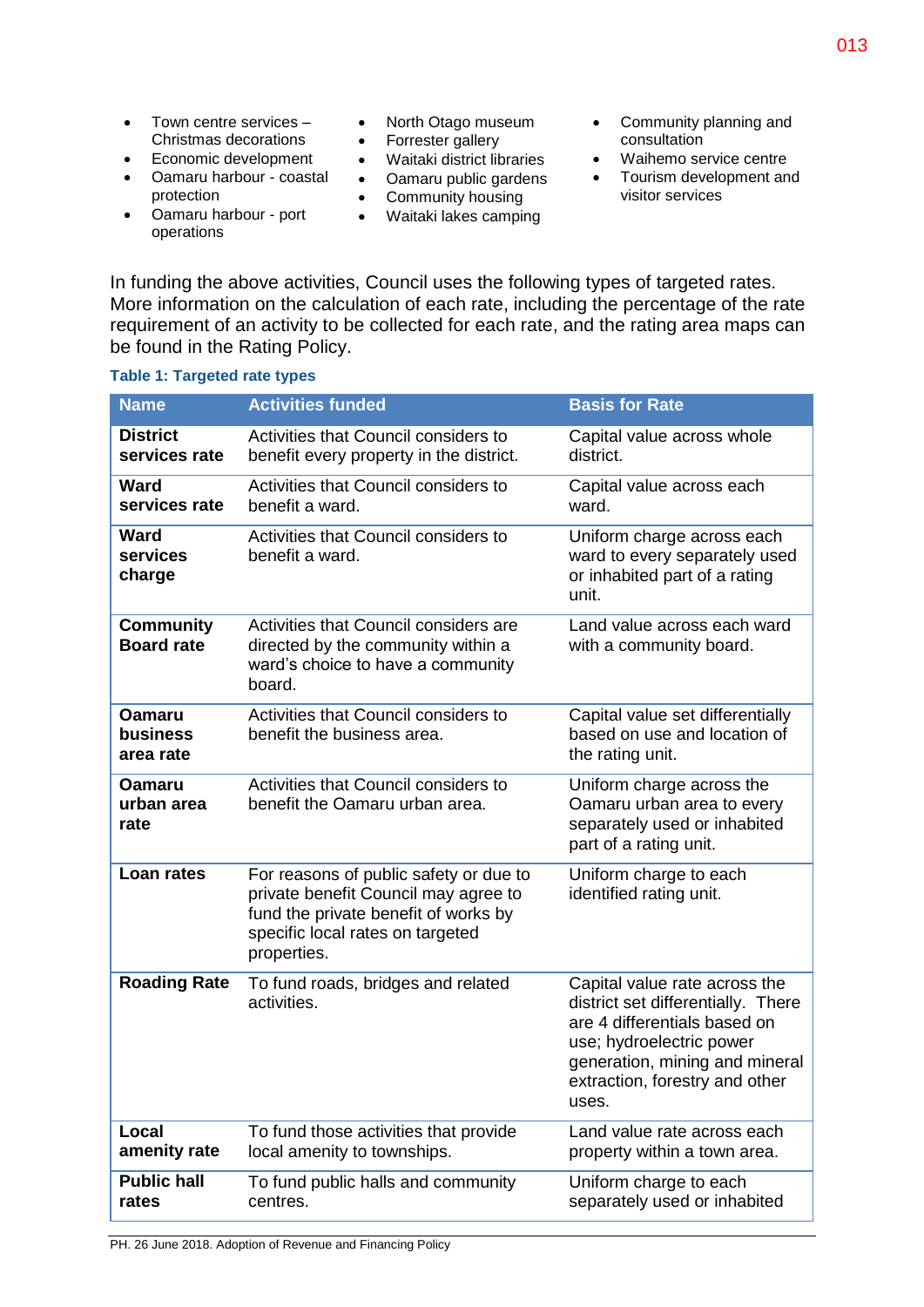- Town centre services – Christmas decorations
- Economic development
- Oamaru harbour - coastal protection
- Oamaru harbour - port operations
- North Otago museum
- Forrester gallery
- Waitaki district libraries
- Oamaru public gardens
- Community housing
- Waitaki lakes camping
- Community planning and consultation
- Waihemo service centre
- Tourism development and visitor services

In funding the above activities, Council uses the following types of targeted rates. More information on the calculation of each rate, including the percentage of the rate requirement of an activity to be collected for each rate, and the rating area maps can be found in the Rating Policy.

**Table 1: Targeted rate types**

| Name | Activities funded | Basis for Rate |
|---|---|---|
| **District services rate** | Activities that Council considers to benefit every property in the district. | Capital value across whole district. |
| **Ward services rate** | Activities that Council considers to benefit a ward. | Capital value across each ward. |
| **Ward services charge** | Activities that Council considers to benefit a ward. | Uniform charge across each ward to every separately used or inhabited part of a rating unit. |
| **Community Board rate** | Activities that Council considers are directed by the community within a ward's choice to have a community board. | Land value across each ward with a community board. |
| **Oamaru business area rate** | Activities that Council considers to benefit the business area. | Capital value set differentially based on use and location of the rating unit. |
| **Oamaru urban area rate** | Activities that Council considers to benefit the Oamaru urban area. | Uniform charge across the Oamaru urban area to every separately used or inhabited part of a rating unit. |
| **Loan rates** | For reasons of public safety or due to private benefit Council may agree to fund the private benefit of works by specific local rates on targeted properties. | Uniform charge to each identified rating unit. |
| **Roading Rate** | To fund roads, bridges and related activities. | Capital value rate across the district set differentially. There are 4 differentials based on use; hydroelectric power generation, mining and mineral extraction, forestry and other uses. |
| **Local amenity rate** | To fund those activities that provide local amenity to townships. | Land value rate across each property within a town area. |
| **Public hall rates** | To fund public halls and community centres. | Uniform charge to each separately used or inhabited |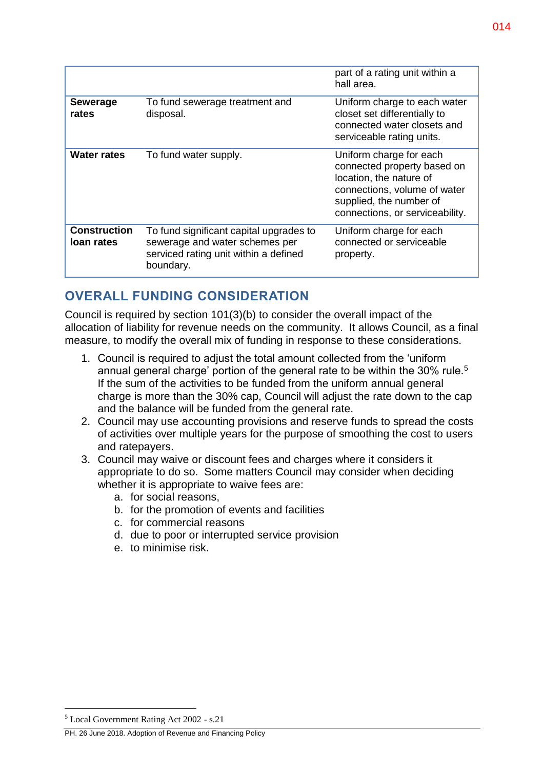| | | |
|---|---|---|
| | | part of a rating unit within a hall area. |
| **Sewerage rates** | To fund sewerage treatment and disposal. | Uniform charge to each water closet set differentially to connected water closets and serviceable rating units. |
| **Water rates** | To fund water supply. | Uniform charge for each connected property based on location, the nature of connections, volume of water supplied, the number of connections, or serviceability. |
| **Construction loan rates** | To fund significant capital upgrades to sewerage and water schemes per serviced rating unit within a defined boundary. | Uniform charge for each connected or serviceable property. |

## OVERALL FUNDING CONSIDERATION

Council is required by section 101(3)(b) to consider the overall impact of the allocation of liability for revenue needs on the community. It allows Council, as a final measure, to modify the overall mix of funding in response to these considerations.

1. Council is required to adjust the total amount collected from the 'uniform annual general charge' portion of the general rate to be within the 30% rule.[5] If the sum of the activities to be funded from the uniform annual general charge is more than the 30% cap, Council will adjust the rate down to the cap and the balance will be funded from the general rate.
2. Council may use accounting provisions and reserve funds to spread the costs of activities over multiple years for the purpose of smoothing the cost to users and ratepayers.
3. Council may waive or discount fees and charges where it considers it appropriate to do so. Some matters Council may consider when deciding whether it is appropriate to waive fees are:
    a. for social reasons,
    b. for the promotion of events and facilities
    c. for commercial reasons
    d. due to poor or interrupted service provision
    e. to minimise risk.

[5] Local Government Rating Act 2002 - s.21